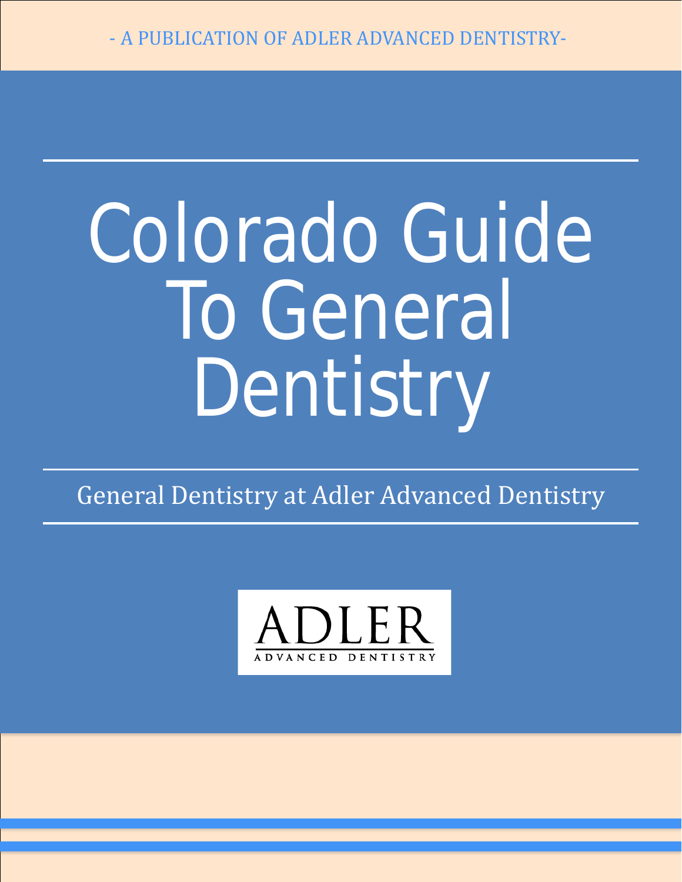- A PUBLICATION OF ADLER ADVANCED DENTISTRY-

# Colorado Guide To General Dentistry

General Dentistry at Adler Advanced Dentistry

ADLER

ADVANCED DENTISTRY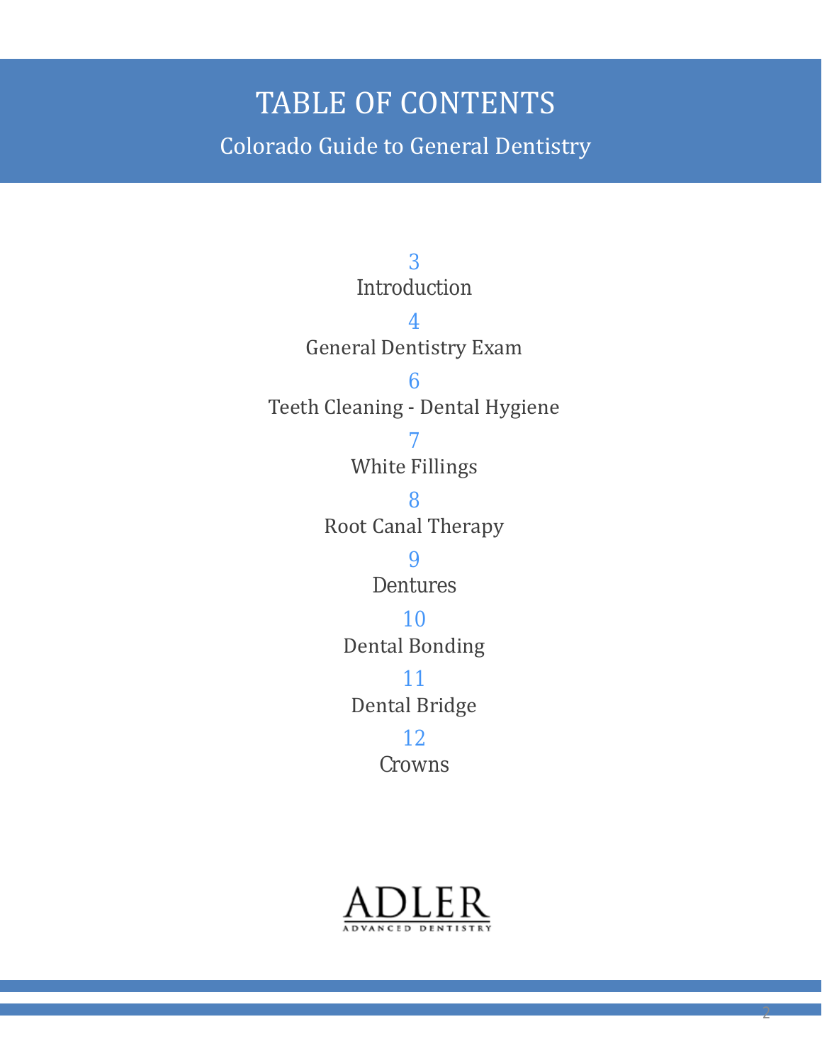# TABLE OF CONTENTS

## Colorado Guide to General Dentistry

3
Introduction

4
General Dentistry Exam

6
Teeth Cleaning - Dental Hygiene

7
White Fillings

8
Root Canal Therapy

9
Dentures

10
Dental Bonding

11
Dental Bridge

12
Crowns

ADLER
ADVANCED DENTISTRY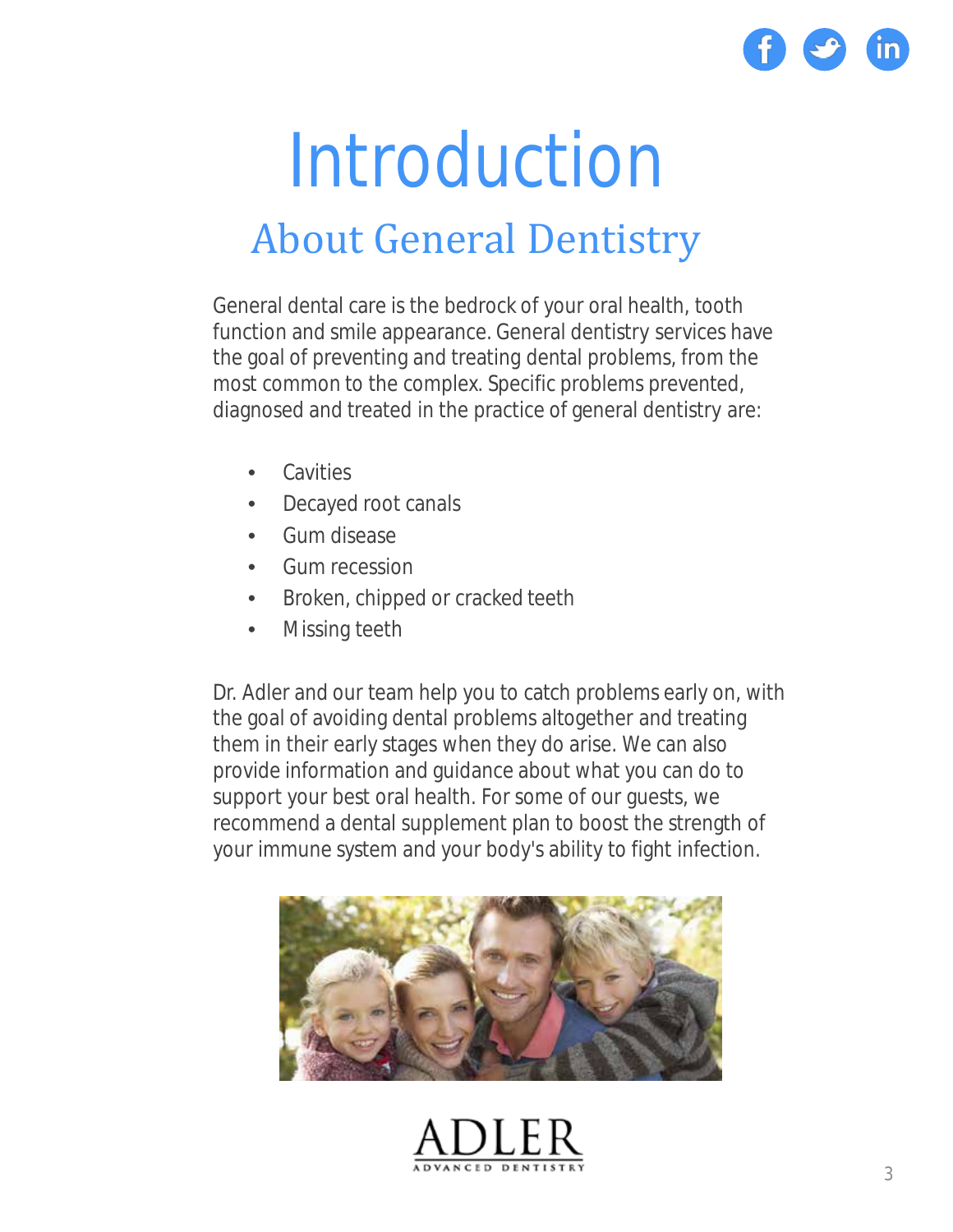# Introduction

## About General Dentistry

General dental care is the bedrock of your oral health, tooth function and smile appearance. General dentistry services have the goal of preventing and treating dental problems, from the most common to the complex. Specific problems prevented, diagnosed and treated in the practice of general dentistry are:

- Cavities
- Decayed root canals
- Gum disease
- Gum recession
- Broken, chipped or cracked teeth
- Missing teeth

Dr. Adler and our team help you to catch problems early on, with the goal of avoiding dental problems altogether and treating them in their early stages when they do arise. We can also provide information and guidance about what you can do to support your best oral health. For some of our guests, we recommend a dental supplement plan to boost the strength of your immune system and your body's ability to fight infection.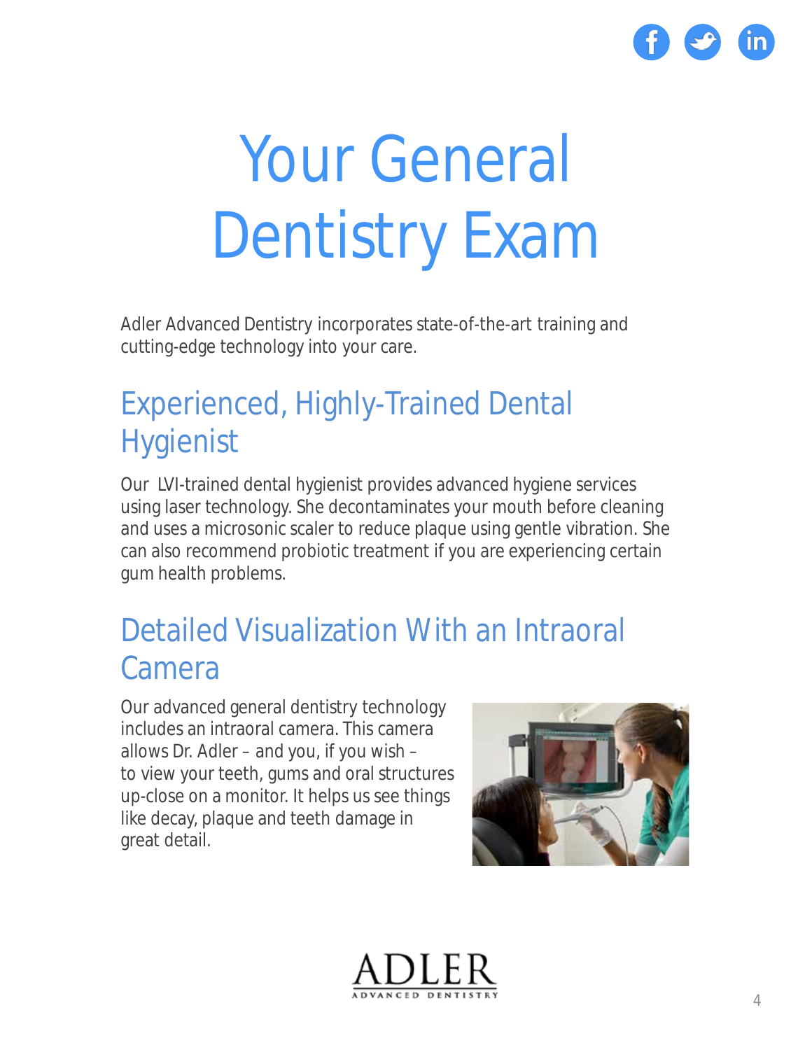# Your General Dentistry Exam

Adler Advanced Dentistry incorporates state-of-the-art training and cutting-edge technology into your care.

## Experienced, Highly-Trained Dental Hygienist

Our LVI-trained dental hygienist provides advanced hygiene services using laser technology. She decontaminates your mouth before cleaning and uses a microsonic scaler to reduce plaque using gentle vibration. She can also recommend probiotic treatment if you are experiencing certain gum health problems.

## Detailed Visualization With an Intraoral Camera

Our advanced general dentistry technology includes an intraoral camera. This camera allows Dr. Adler – and you, if you wish – to view your teeth, gums and oral structures up-close on a monitor. It helps us see things like decay, plaque and teeth damage in great detail.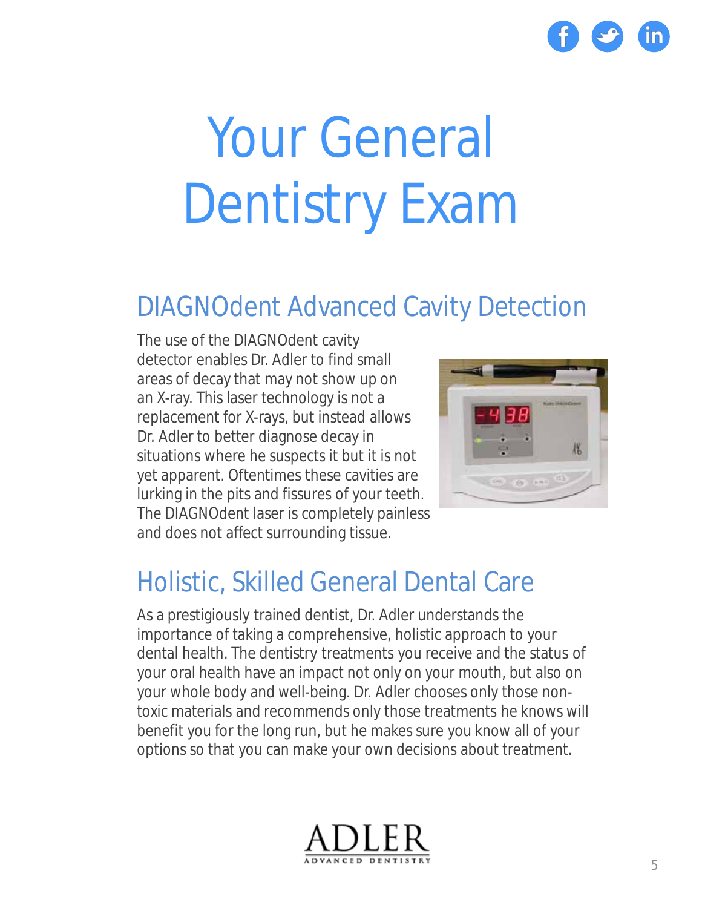# Your General Dentistry Exam

## DIAGNOdent Advanced Cavity Detection

The use of the DIAGNOdent cavity detector enables Dr. Adler to find small areas of decay that may not show up on an X-ray. This laser technology is not a replacement for X-rays, but instead allows Dr. Adler to better diagnose decay in situations where he suspects it but it is not yet apparent. Oftentimes these cavities are lurking in the pits and fissures of your teeth. The DIAGNOdent laser is completely painless and does not affect surrounding tissue.

## Holistic, Skilled General Dental Care

As a prestigiously trained dentist, Dr. Adler understands the importance of taking a comprehensive, holistic approach to your dental health. The dentistry treatments you receive and the status of your oral health have an impact not only on your mouth, but also on your whole body and well-being. Dr. Adler chooses only those non-toxic materials and recommends only those treatments he knows will benefit you for the long run, but he makes sure you know all of your options so that you can make your own decisions about treatment.

ADLER
ADVANCED DENTISTRY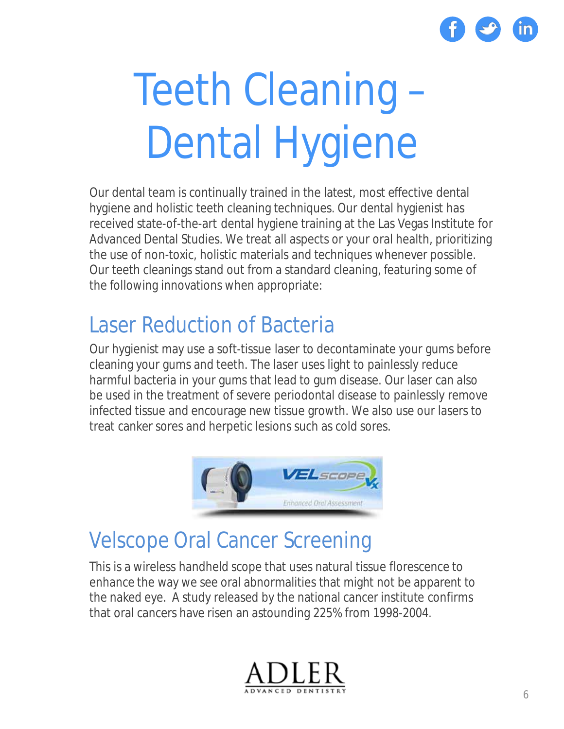# Teeth Cleaning – Dental Hygiene

Our dental team is continually trained in the latest, most effective dental hygiene and holistic teeth cleaning techniques. Our dental hygienist has received state-of-the-art dental hygiene training at the Las Vegas Institute for Advanced Dental Studies. We treat all aspects or your oral health, prioritizing the use of non-toxic, holistic materials and techniques whenever possible. Our teeth cleanings stand out from a standard cleaning, featuring some of the following innovations when appropriate:

## Laser Reduction of Bacteria

Our hygienist may use a soft-tissue laser to decontaminate your gums before cleaning your gums and teeth. The laser uses light to painlessly reduce harmful bacteria in your gums that lead to gum disease. Our laser can also be used in the treatment of severe periodontal disease to painlessly remove infected tissue and encourage new tissue growth. We also use our lasers to treat canker sores and herpetic lesions such as cold sores.

## Velscope Oral Cancer Screening

This is a wireless handheld scope that uses natural tissue florescence to enhance the way we see oral abnormalities that might not be apparent to the naked eye. A study released by the national cancer institute confirms that oral cancers have risen an astounding 225% from 1998-2004.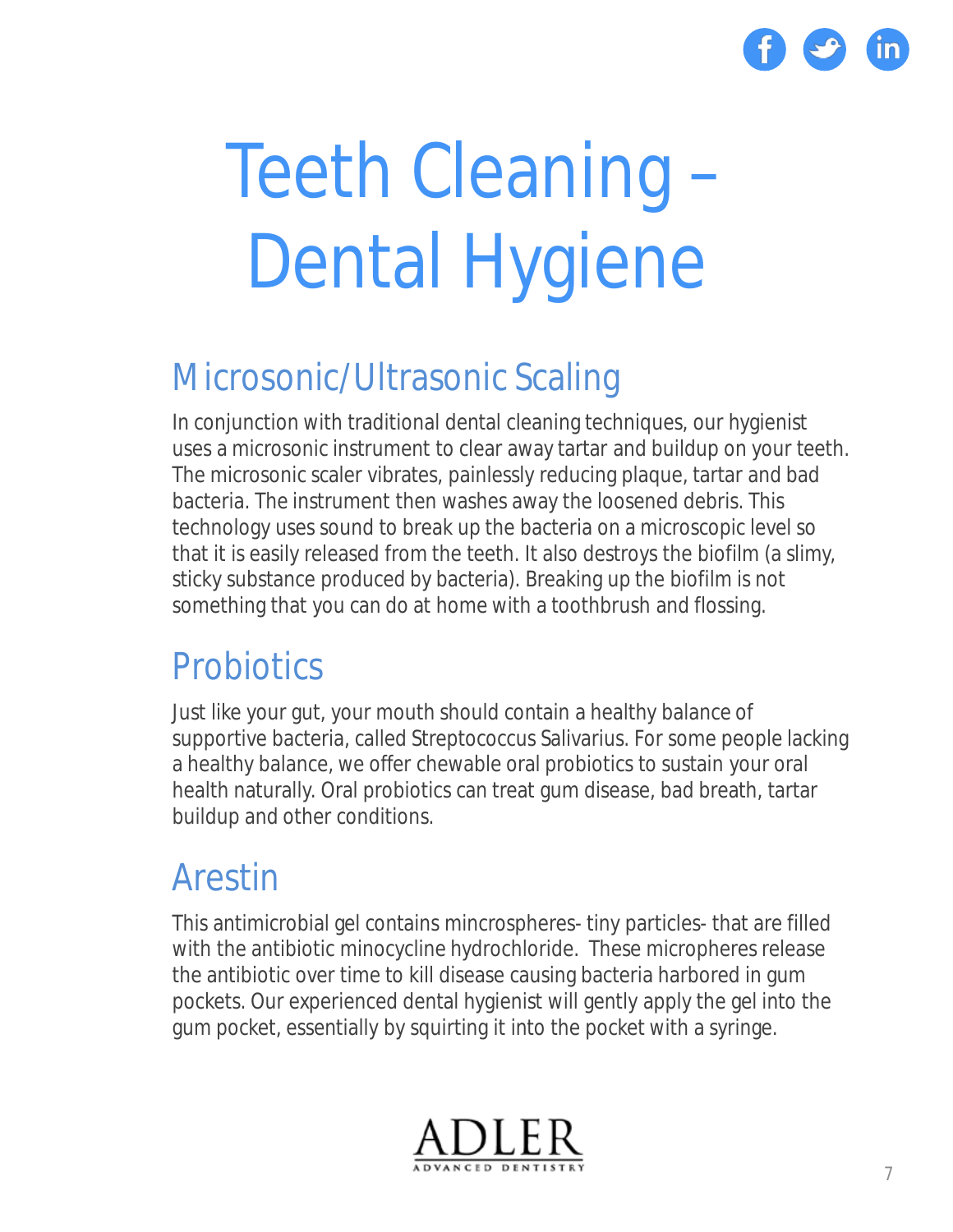# Teeth Cleaning – Dental Hygiene

## Microsonic/Ultrasonic Scaling

In conjunction with traditional dental cleaning techniques, our hygienist uses a microsonic instrument to clear away tartar and buildup on your teeth. The microsonic scaler vibrates, painlessly reducing plaque, tartar and bad bacteria. The instrument then washes away the loosened debris. This technology uses sound to break up the bacteria on a microscopic level so that it is easily released from the teeth. It also destroys the biofilm (a slimy, sticky substance produced by bacteria). Breaking up the biofilm is not something that you can do at home with a toothbrush and flossing.

## Probiotics

Just like your gut, your mouth should contain a healthy balance of supportive bacteria, called Streptococcus Salivarius. For some people lacking a healthy balance, we offer chewable oral probiotics to sustain your oral health naturally. Oral probiotics can treat gum disease, bad breath, tartar buildup and other conditions.

## Arestin

This antimicrobial gel contains mincrospheres- tiny particles- that are filled with the antibiotic minocycline hydrochloride. These micropheres release the antibiotic over time to kill disease causing bacteria harbored in gum pockets. Our experienced dental hygienist will gently apply the gel into the gum pocket, essentially by squirting it into the pocket with a syringe.

ADLER
ADVANCED DENTISTRY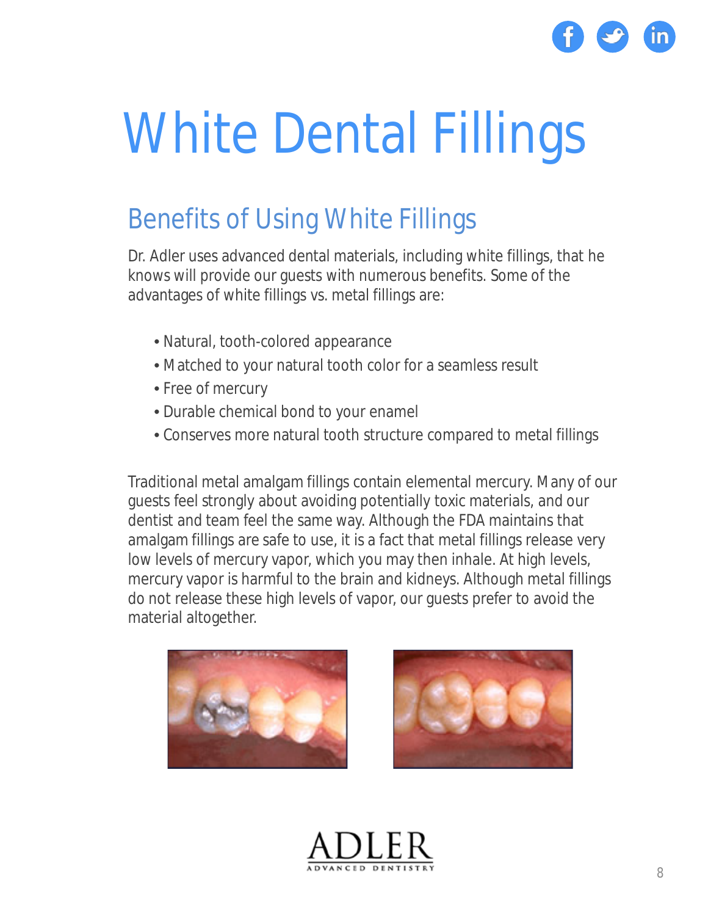# White Dental Fillings

## Benefits of Using White Fillings

Dr. Adler uses advanced dental materials, including white fillings, that he knows will provide our guests with numerous benefits. Some of the advantages of white fillings vs. metal fillings are:

- Natural, tooth-colored appearance
- Matched to your natural tooth color for a seamless result
- Free of mercury
- Durable chemical bond to your enamel
- Conserves more natural tooth structure compared to metal fillings

Traditional metal amalgam fillings contain elemental mercury. Many of our guests feel strongly about avoiding potentially toxic materials, and our dentist and team feel the same way. Although the FDA maintains that amalgam fillings are safe to use, it is a fact that metal fillings release very low levels of mercury vapor, which you may then inhale. At high levels, mercury vapor is harmful to the brain and kidneys. Although metal fillings do not release these high levels of vapor, our guests prefer to avoid the material altogether.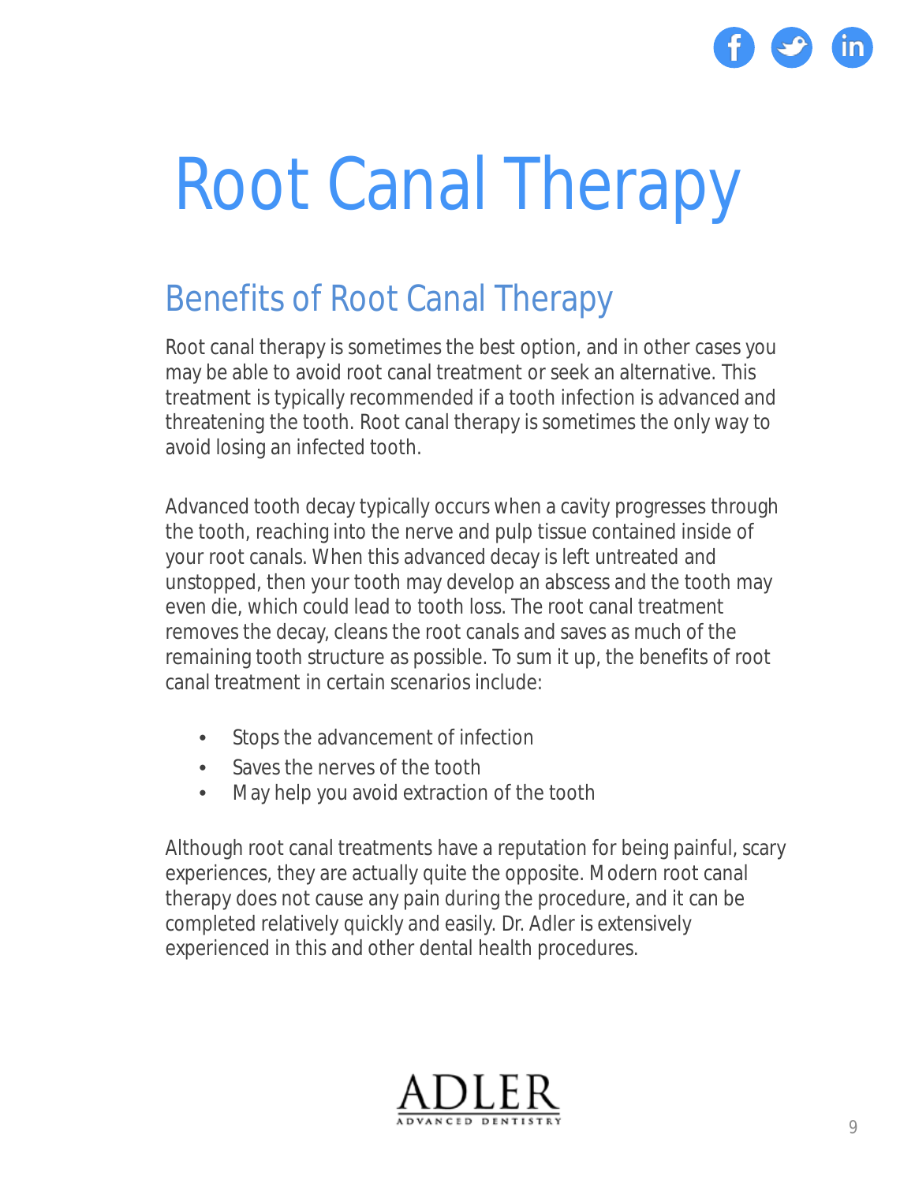# Root Canal Therapy

## Benefits of Root Canal Therapy

Root canal therapy is sometimes the best option, and in other cases you may be able to avoid root canal treatment or seek an alternative. This treatment is typically recommended if a tooth infection is advanced and threatening the tooth. Root canal therapy is sometimes the only way to avoid losing an infected tooth.

Advanced tooth decay typically occurs when a cavity progresses through the tooth, reaching into the nerve and pulp tissue contained inside of your root canals. When this advanced decay is left untreated and unstopped, then your tooth may develop an abscess and the tooth may even die, which could lead to tooth loss. The root canal treatment removes the decay, cleans the root canals and saves as much of the remaining tooth structure as possible. To sum it up, the benefits of root canal treatment in certain scenarios include:

- Stops the advancement of infection
- Saves the nerves of the tooth
- May help you avoid extraction of the tooth

Although root canal treatments have a reputation for being painful, scary experiences, they are actually quite the opposite. Modern root canal therapy does not cause any pain during the procedure, and it can be completed relatively quickly and easily. Dr. Adler is extensively experienced in this and other dental health procedures.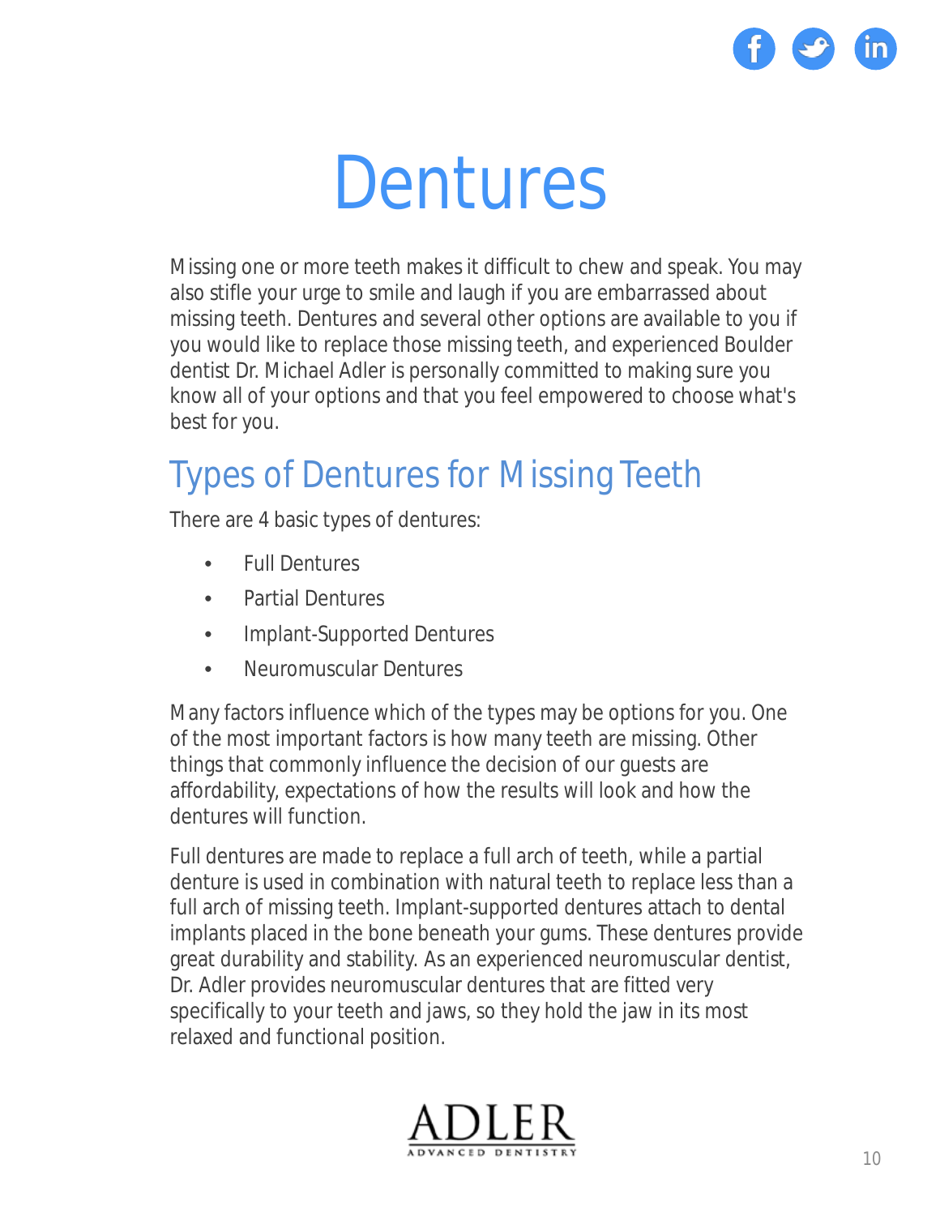# Dentures

Missing one or more teeth makes it difficult to chew and speak. You may also stifle your urge to smile and laugh if you are embarrassed about missing teeth. Dentures and several other options are available to you if you would like to replace those missing teeth, and experienced Boulder dentist Dr. Michael Adler is personally committed to making sure you know all of your options and that you feel empowered to choose what's best for you.

## Types of Dentures for Missing Teeth

There are 4 basic types of dentures:

- Full Dentures
- Partial Dentures
- Implant-Supported Dentures
- Neuromuscular Dentures

Many factors influence which of the types may be options for you. One of the most important factors is how many teeth are missing. Other things that commonly influence the decision of our guests are affordability, expectations of how the results will look and how the dentures will function.

Full dentures are made to replace a full arch of teeth, while a partial denture is used in combination with natural teeth to replace less than a full arch of missing teeth. Implant-supported dentures attach to dental implants placed in the bone beneath your gums. These dentures provide great durability and stability. As an experienced neuromuscular dentist, Dr. Adler provides neuromuscular dentures that are fitted very specifically to your teeth and jaws, so they hold the jaw in its most relaxed and functional position.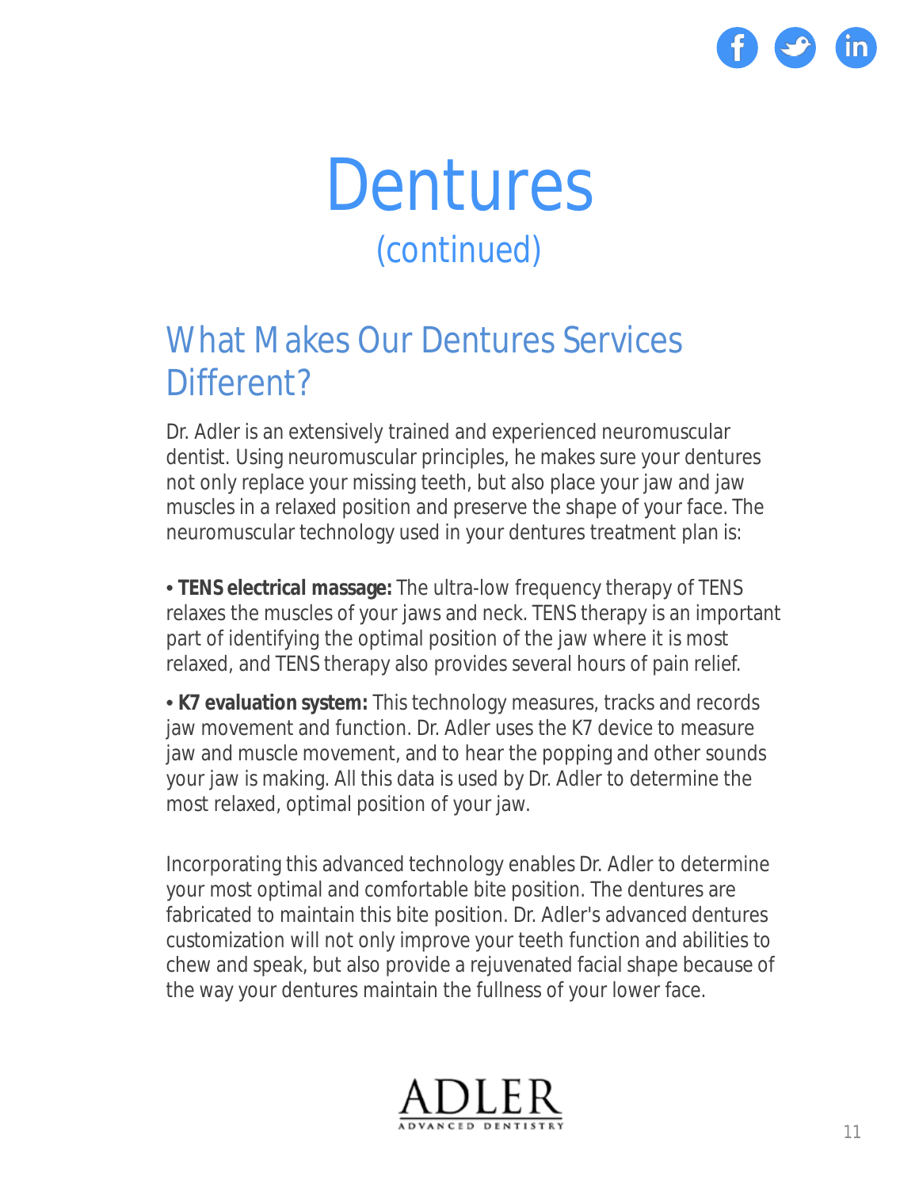# Dentures
## (continued)

## What Makes Our Dentures Services Different?

Dr. Adler is an extensively trained and experienced neuromuscular dentist. Using neuromuscular principles, he makes sure your dentures not only replace your missing teeth, but also place your jaw and jaw muscles in a relaxed position and preserve the shape of your face. The neuromuscular technology used in your dentures treatment plan is:

- **TENS electrical massage:** The ultra-low frequency therapy of TENS relaxes the muscles of your jaws and neck. TENS therapy is an important part of identifying the optimal position of the jaw where it is most relaxed, and TENS therapy also provides several hours of pain relief.
- **K7 evaluation system:** This technology measures, tracks and records jaw movement and function. Dr. Adler uses the K7 device to measure jaw and muscle movement, and to hear the popping and other sounds your jaw is making. All this data is used by Dr. Adler to determine the most relaxed, optimal position of your jaw.

Incorporating this advanced technology enables Dr. Adler to determine your most optimal and comfortable bite position. The dentures are fabricated to maintain this bite position. Dr. Adler's advanced dentures customization will not only improve your teeth function and abilities to chew and speak, but also provide a rejuvenated facial shape because of the way your dentures maintain the fullness of your lower face.

ADLER
ADVANCED DENTISTRY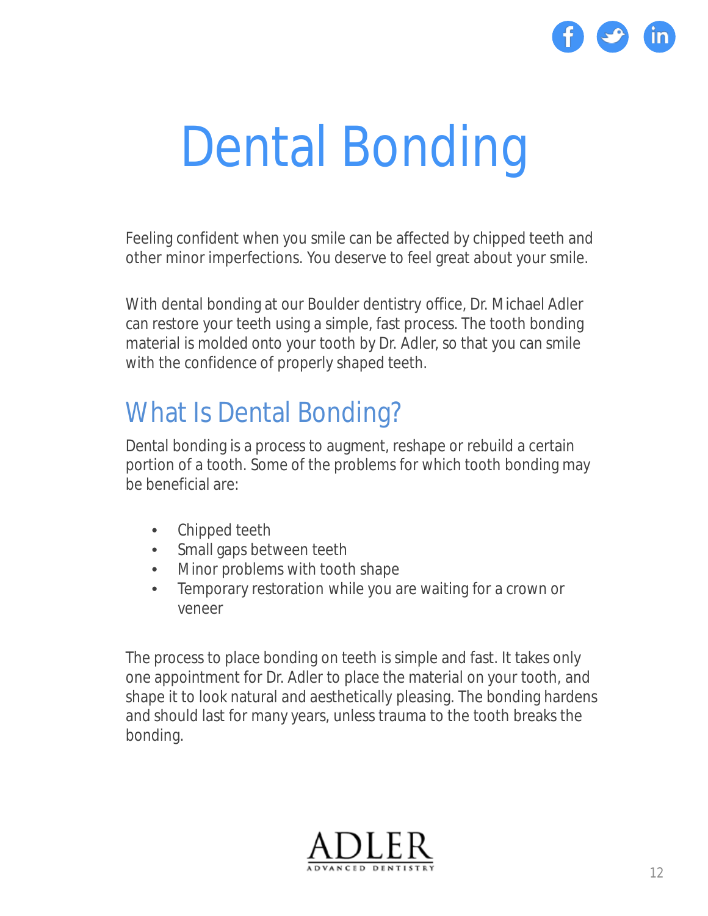# Dental Bonding

Feeling confident when you smile can be affected by chipped teeth and other minor imperfections. You deserve to feel great about your smile.

With dental bonding at our Boulder dentistry office, Dr. Michael Adler can restore your teeth using a simple, fast process. The tooth bonding material is molded onto your tooth by Dr. Adler, so that you can smile with the confidence of properly shaped teeth.

## What Is Dental Bonding?

Dental bonding is a process to augment, reshape or rebuild a certain portion of a tooth. Some of the problems for which tooth bonding may be beneficial are:

- Chipped teeth
- Small gaps between teeth
- Minor problems with tooth shape
- Temporary restoration while you are waiting for a crown or veneer

The process to place bonding on teeth is simple and fast. It takes only one appointment for Dr. Adler to place the material on your tooth, and shape it to look natural and aesthetically pleasing. The bonding hardens and should last for many years, unless trauma to the tooth breaks the bonding.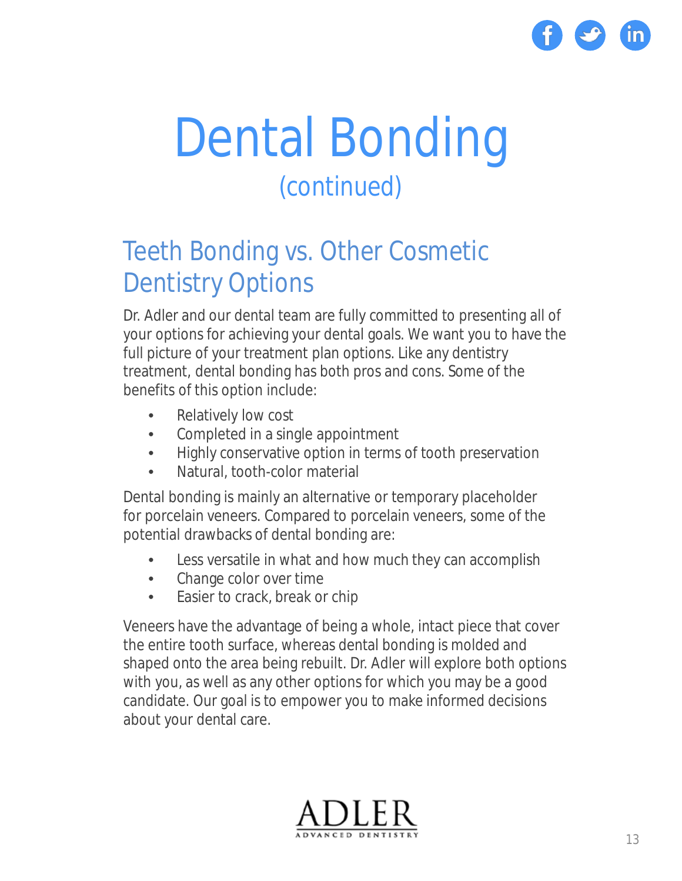# Dental Bonding

(continued)

## Teeth Bonding vs. Other Cosmetic Dentistry Options

Dr. Adler and our dental team are fully committed to presenting all of your options for achieving your dental goals. We want you to have the full picture of your treatment plan options. Like any dentistry treatment, dental bonding has both pros and cons. Some of the benefits of this option include:

- Relatively low cost
- Completed in a single appointment
- Highly conservative option in terms of tooth preservation
- Natural, tooth-color material

Dental bonding is mainly an alternative or temporary placeholder for porcelain veneers. Compared to porcelain veneers, some of the potential drawbacks of dental bonding are:

- Less versatile in what and how much they can accomplish
- Change color over time
- Easier to crack, break or chip

Veneers have the advantage of being a whole, intact piece that cover the entire tooth surface, whereas dental bonding is molded and shaped onto the area being rebuilt. Dr. Adler will explore both options with you, as well as any other options for which you may be a good candidate. Our goal is to empower you to make informed decisions about your dental care.

ADLER
ADVANCED DENTISTRY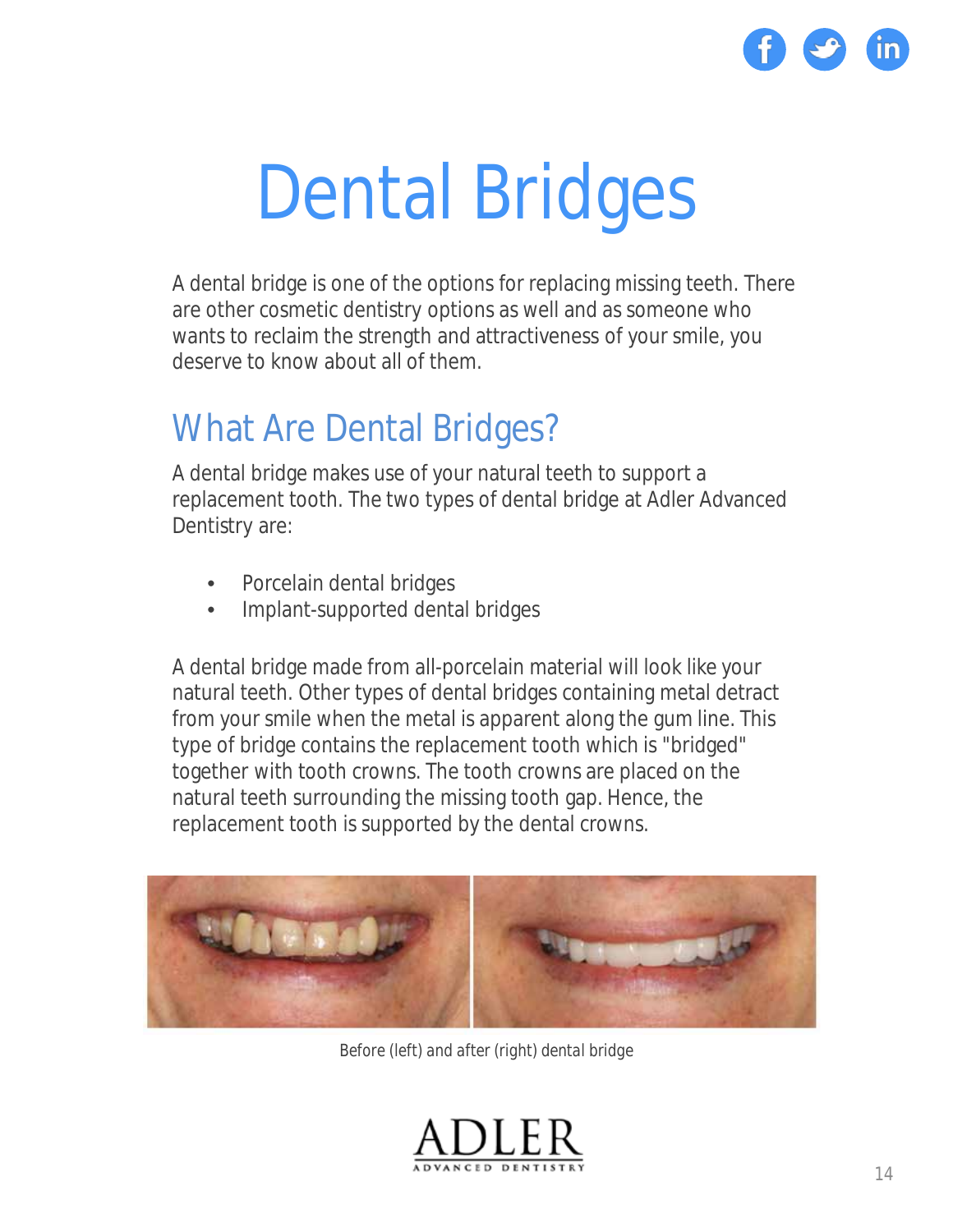# Dental Bridges

A dental bridge is one of the options for replacing missing teeth. There are other cosmetic dentistry options as well and as someone who wants to reclaim the strength and attractiveness of your smile, you deserve to know about all of them.

## What Are Dental Bridges?

A dental bridge makes use of your natural teeth to support a replacement tooth. The two types of dental bridge at Adler Advanced Dentistry are:

- Porcelain dental bridges
- Implant-supported dental bridges

A dental bridge made from all-porcelain material will look like your natural teeth. Other types of dental bridges containing metal detract from your smile when the metal is apparent along the gum line. This type of bridge contains the replacement tooth which is "bridged" together with tooth crowns. The tooth crowns are placed on the natural teeth surrounding the missing tooth gap. Hence, the replacement tooth is supported by the dental crowns.

Before (left) and after (right) dental bridge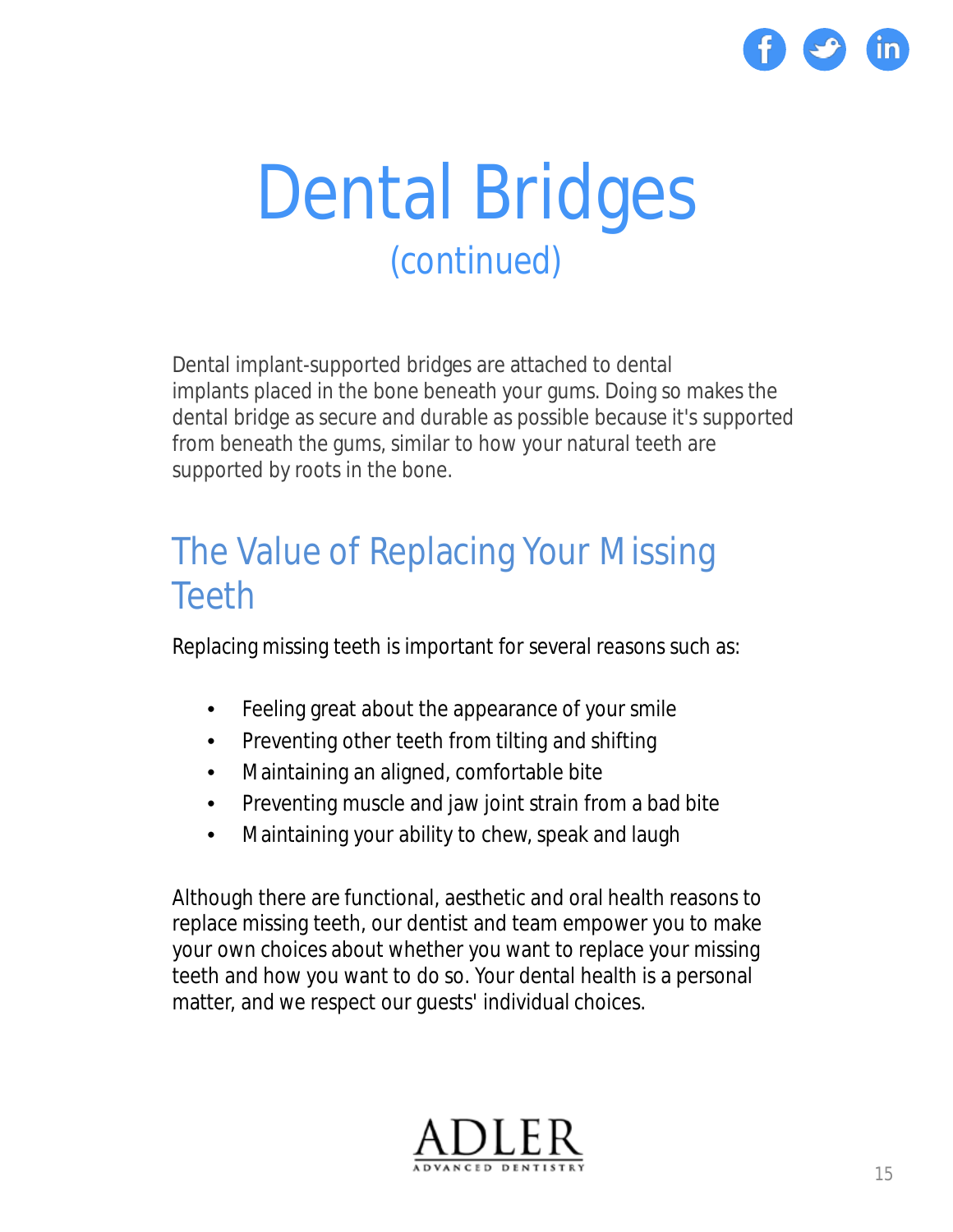# Dental Bridges

(continued)

Dental implant-supported bridges are attached to dental implants placed in the bone beneath your gums. Doing so makes the dental bridge as secure and durable as possible because it's supported from beneath the gums, similar to how your natural teeth are supported by roots in the bone.

## The Value of Replacing Your Missing Teeth

Replacing missing teeth is important for several reasons such as:

- Feeling great about the appearance of your smile
- Preventing other teeth from tilting and shifting
- Maintaining an aligned, comfortable bite
- Preventing muscle and jaw joint strain from a bad bite
- Maintaining your ability to chew, speak and laugh

Although there are functional, aesthetic and oral health reasons to replace missing teeth, our dentist and team empower you to make your own choices about whether you want to replace your missing teeth and how you want to do so. Your dental health is a personal matter, and we respect our guests' individual choices.

ADLER
ADVANCED DENTISTRY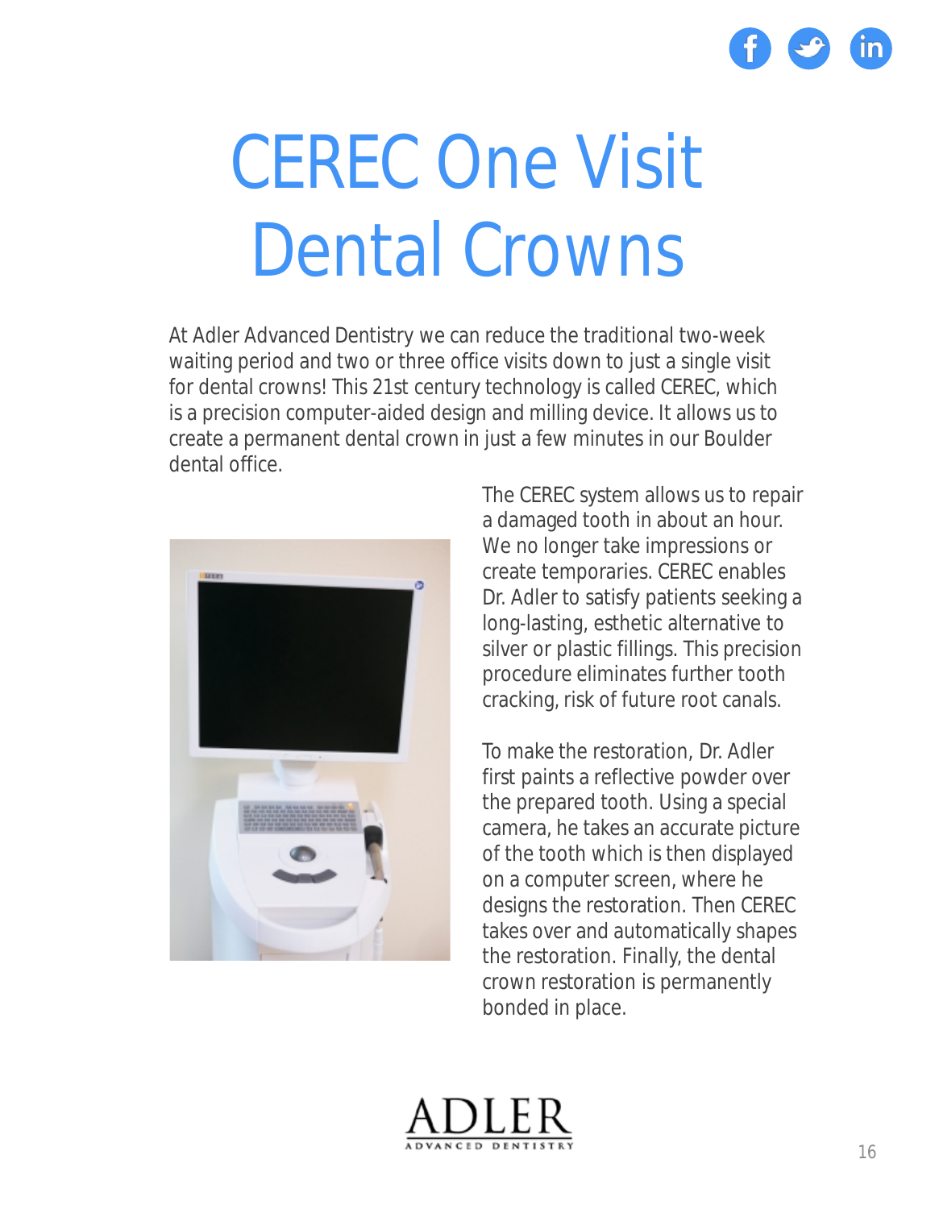# CEREC One Visit Dental Crowns

At Adler Advanced Dentistry we can reduce the traditional two-week waiting period and two or three office visits down to just a single visit for dental crowns! This 21st century technology is called CEREC, which is a precision computer-aided design and milling device. It allows us to create a permanent dental crown in just a few minutes in our Boulder dental office.

The CEREC system allows us to repair a damaged tooth in about an hour. We no longer take impressions or create temporaries. CEREC enables Dr. Adler to satisfy patients seeking a long-lasting, esthetic alternative to silver or plastic fillings. This precision procedure eliminates further tooth cracking, risk of future root canals.

To make the restoration, Dr. Adler first paints a reflective powder over the prepared tooth. Using a special camera, he takes an accurate picture of the tooth which is then displayed on a computer screen, where he designs the restoration. Then CEREC takes over and automatically shapes the restoration. Finally, the dental crown restoration is permanently bonded in place.

ADLER
ADVANCED DENTISTRY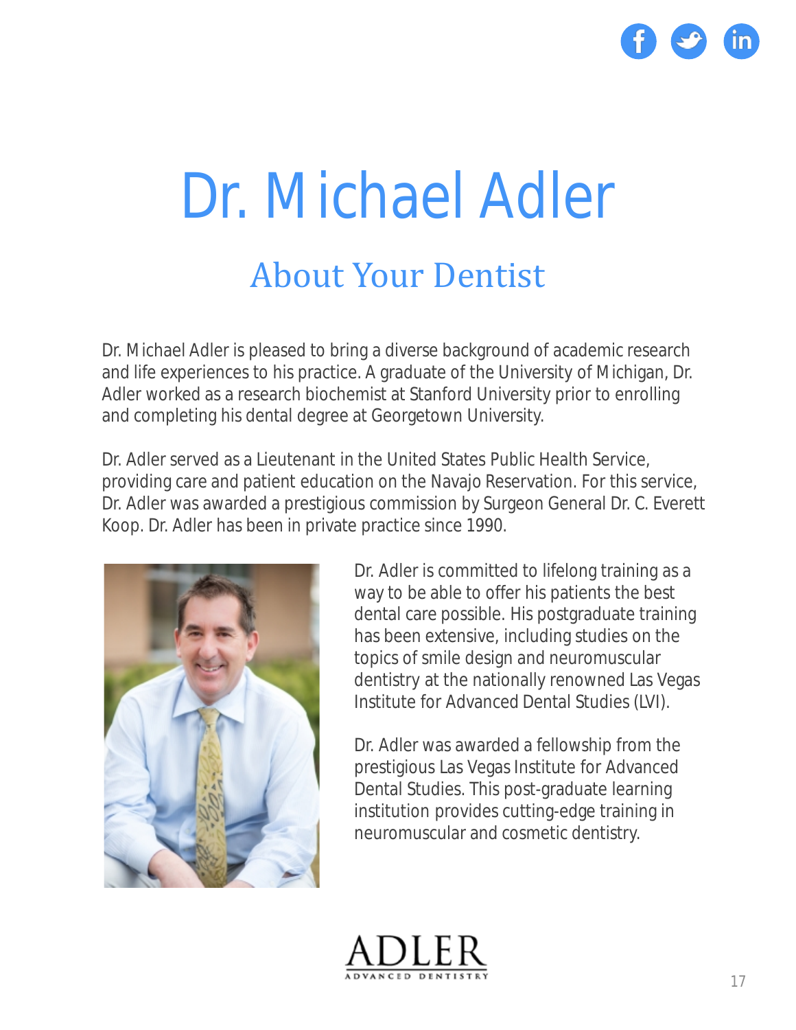# Dr. Michael Adler

## About Your Dentist

Dr. Michael Adler is pleased to bring a diverse background of academic research and life experiences to his practice. A graduate of the University of Michigan, Dr. Adler worked as a research biochemist at Stanford University prior to enrolling and completing his dental degree at Georgetown University.

Dr. Adler served as a Lieutenant in the United States Public Health Service, providing care and patient education on the Navajo Reservation. For this service, Dr. Adler was awarded a prestigious commission by Surgeon General Dr. C. Everett Koop. Dr. Adler has been in private practice since 1990.

Dr. Adler is committed to lifelong training as a way to be able to offer his patients the best dental care possible. His postgraduate training has been extensive, including studies on the topics of smile design and neuromuscular dentistry at the nationally renowned Las Vegas Institute for Advanced Dental Studies (LVI).

Dr. Adler was awarded a fellowship from the prestigious Las Vegas Institute for Advanced Dental Studies. This post-graduate learning institution provides cutting-edge training in neuromuscular and cosmetic dentistry.

ADLER
ADVANCED DENTISTRY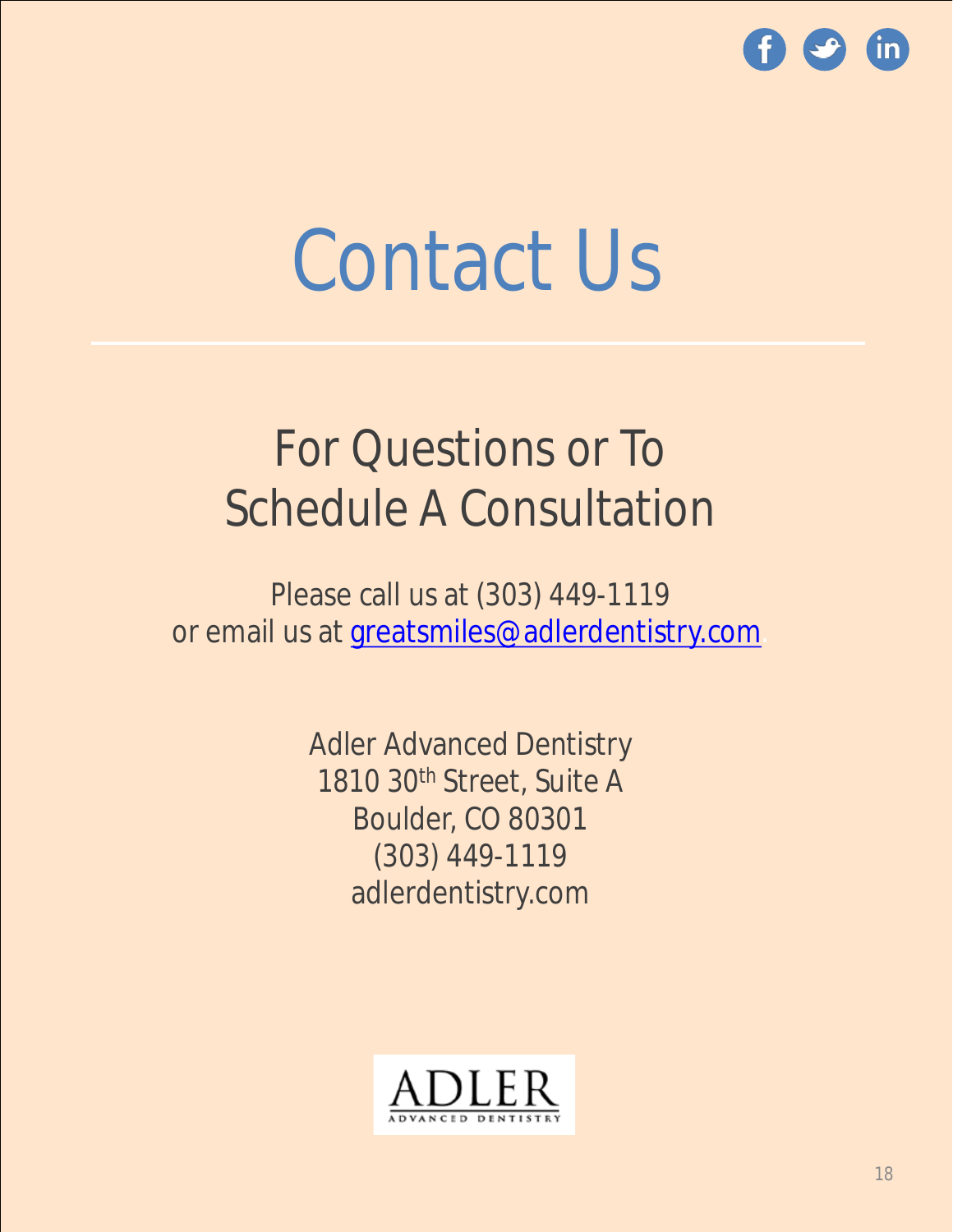# Contact Us

## For Questions or To Schedule A Consultation

Please call us at (303) 449-1119
or email us at greatsmiles@adlerdentistry.com.

Adler Advanced Dentistry
1810 30th Street, Suite A
Boulder, CO 80301
(303) 449-1119
adlerdentistry.com

ADLER
ADVANCED DENTISTRY